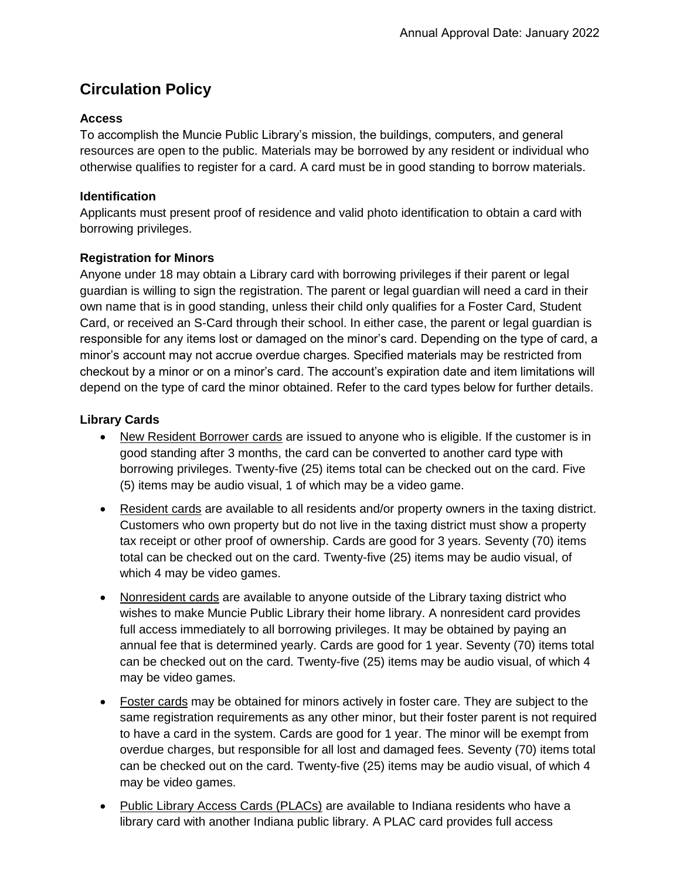Annual Approval Date: January 2022

# Circulation Policy

### Access

To accomplish the Muncie Public Library's mission, the buildings, computers, and general resources are open to the public. Materials may be borrowed by any resident or individual who otherwise qualifies to register for a card. A card must be in good standing to borrow materials.

### Identification

Applicants must present proof of residence and valid photo identification to obtain a card with borrowing privileges.

### Registration for Minors

Anyone under 18 may obtain a Library card with borrowing privileges if their parent or legal guardian is willing to sign the registration. The parent or legal guardian will need a card in their own name that is in good standing, unless their child only qualifies for a Foster Card, Student Card, or received an S-Card through their school. In either case, the parent or legal guardian is responsible for any items lost or damaged on the minor's card. Depending on the type of card, a minor's account may not accrue overdue charges. Specified materials may be restricted from checkout by a minor or on a minor's card. The account's expiration date and item limitations will depend on the type of card the minor obtained. Refer to the card types below for further details.

### Library Cards

- New Resident Borrower cards are issued to anyone who is eligible. If the customer is in good standing after 3 months, the card can be converted to another card type with borrowing privileges. Twenty-five (25) items total can be checked out on the card. Five (5) items may be audio visual, 1 of which may be a video game.
- Resident cards are available to all residents and/or property owners in the taxing district. Customers who own property but do not live in the taxing district must show a property tax receipt or other proof of ownership. Cards are good for 3 years. Seventy (70) items total can be checked out on the card. Twenty-five (25) items may be audio visual, of which 4 may be video games.
- Nonresident cards are available to anyone outside of the Library taxing district who wishes to make Muncie Public Library their home library. A nonresident card provides full access immediately to all borrowing privileges. It may be obtained by paying an annual fee that is determined yearly. Cards are good for 1 year. Seventy (70) items total can be checked out on the card. Twenty-five (25) items may be audio visual, of which 4 may be video games.
- Foster cards may be obtained for minors actively in foster care. They are subject to the same registration requirements as any other minor, but their foster parent is not required to have a card in the system. Cards are good for 1 year. The minor will be exempt from overdue charges, but responsible for all lost and damaged fees. Seventy (70) items total can be checked out on the card. Twenty-five (25) items may be audio visual, of which 4 may be video games.
- Public Library Access Cards (PLACs) are available to Indiana residents who have a library card with another Indiana public library. A PLAC card provides full access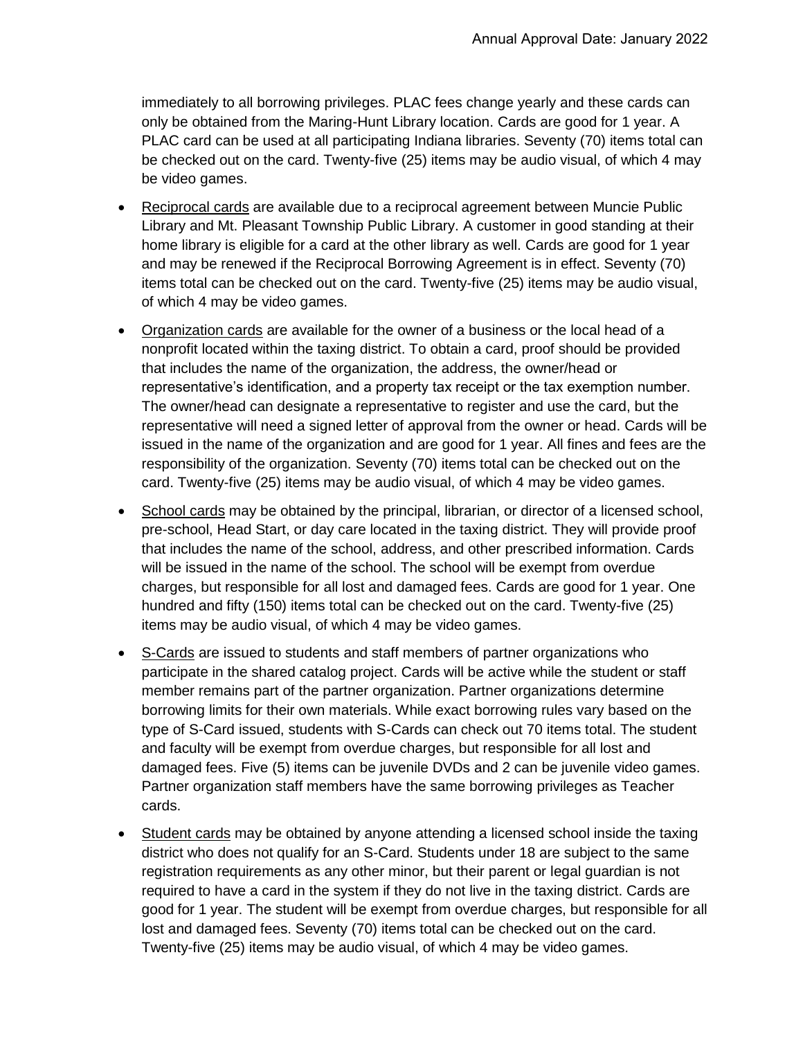immediately to all borrowing privileges. PLAC fees change yearly and these cards can only be obtained from the Maring-Hunt Library location. Cards are good for 1 year. A PLAC card can be used at all participating Indiana libraries. Seventy (70) items total can be checked out on the card. Twenty-five (25) items may be audio visual, of which 4 may be video games.

- <u>Reciprocal cards</u> are available due to a reciprocal agreement between Muncie Public Library and Mt. Pleasant Township Public Library. A customer in good standing at their home library is eligible for a card at the other library as well. Cards are good for 1 year and may be renewed if the Reciprocal Borrowing Agreement is in effect. Seventy (70) items total can be checked out on the card. Twenty-five (25) items may be audio visual, of which 4 may be video games.
- <u>Organization cards</u> are available for the owner of a business or the local head of a nonprofit located within the taxing district. To obtain a card, proof should be provided that includes the name of the organization, the address, the owner/head or representative's identification, and a property tax receipt or the tax exemption number. The owner/head can designate a representative to register and use the card, but the representative will need a signed letter of approval from the owner or head. Cards will be issued in the name of the organization and are good for 1 year. All fines and fees are the responsibility of the organization. Seventy (70) items total can be checked out on the card. Twenty-five (25) items may be audio visual, of which 4 may be video games.
- <u>School cards</u> may be obtained by the principal, librarian, or director of a licensed school, pre-school, Head Start, or day care located in the taxing district. They will provide proof that includes the name of the school, address, and other prescribed information. Cards will be issued in the name of the school. The school will be exempt from overdue charges, but responsible for all lost and damaged fees. Cards are good for 1 year. One hundred and fifty (150) items total can be checked out on the card. Twenty-five (25) items may be audio visual, of which 4 may be video games.
- <u>S-Cards</u> are issued to students and staff members of partner organizations who participate in the shared catalog project. Cards will be active while the student or staff member remains part of the partner organization. Partner organizations determine borrowing limits for their own materials. While exact borrowing rules vary based on the type of S-Card issued, students with S-Cards can check out 70 items total. The student and faculty will be exempt from overdue charges, but responsible for all lost and damaged fees. Five (5) items can be juvenile DVDs and 2 can be juvenile video games. Partner organization staff members have the same borrowing privileges as Teacher cards.
- <u>Student cards</u> may be obtained by anyone attending a licensed school inside the taxing district who does not qualify for an S-Card. Students under 18 are subject to the same registration requirements as any other minor, but their parent or legal guardian is not required to have a card in the system if they do not live in the taxing district. Cards are good for 1 year. The student will be exempt from overdue charges, but responsible for all lost and damaged fees. Seventy (70) items total can be checked out on the card. Twenty-five (25) items may be audio visual, of which 4 may be video games.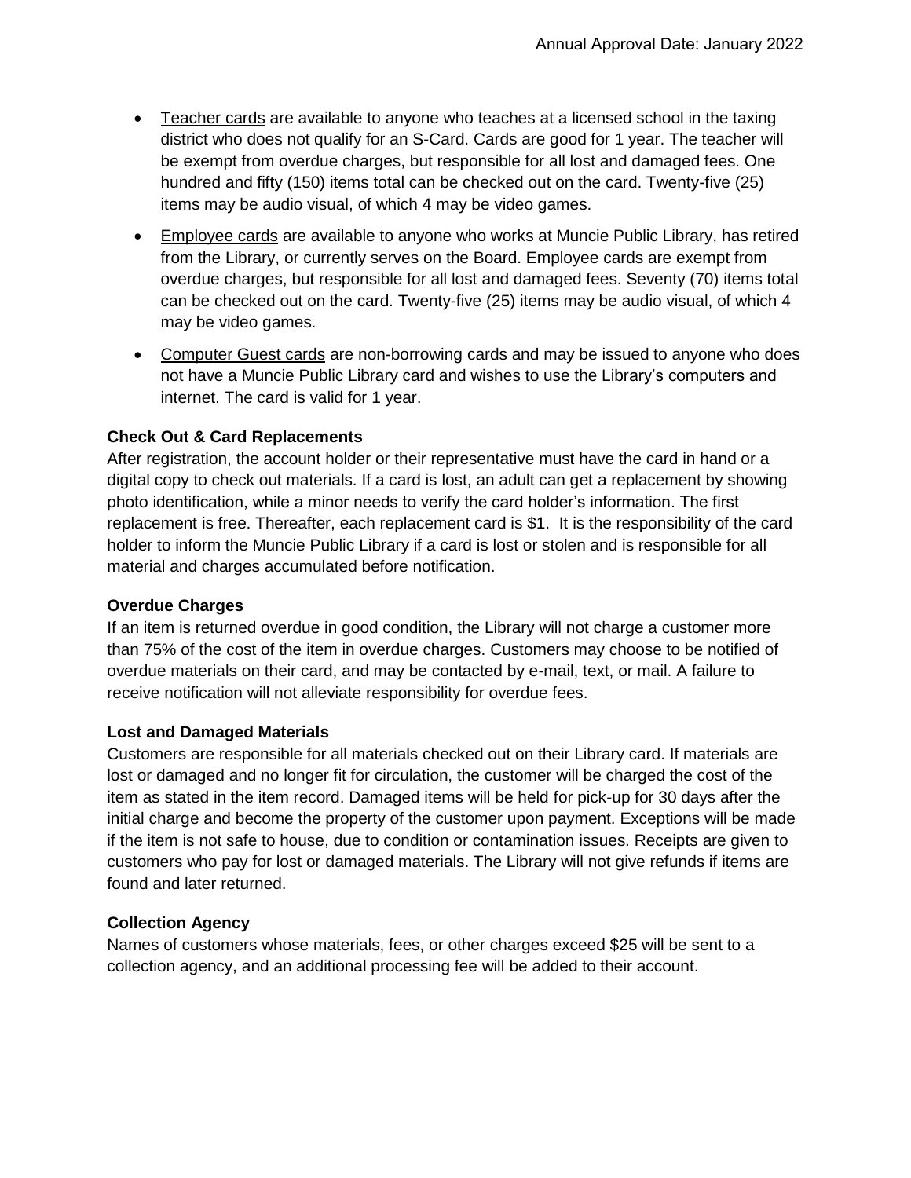- Teacher cards are available to anyone who teaches at a licensed school in the taxing district who does not qualify for an S-Card. Cards are good for 1 year. The teacher will be exempt from overdue charges, but responsible for all lost and damaged fees. One hundred and fifty (150) items total can be checked out on the card. Twenty-five (25) items may be audio visual, of which 4 may be video games.
- Employee cards are available to anyone who works at Muncie Public Library, has retired from the Library, or currently serves on the Board. Employee cards are exempt from overdue charges, but responsible for all lost and damaged fees. Seventy (70) items total can be checked out on the card. Twenty-five (25) items may be audio visual, of which 4 may be video games.
- Computer Guest cards are non-borrowing cards and may be issued to anyone who does not have a Muncie Public Library card and wishes to use the Library's computers and internet. The card is valid for 1 year.

**Check Out & Card Replacements**

After registration, the account holder or their representative must have the card in hand or a digital copy to check out materials. If a card is lost, an adult can get a replacement by showing photo identification, while a minor needs to verify the card holder's information. The first replacement is free. Thereafter, each replacement card is $1. It is the responsibility of the card holder to inform the Muncie Public Library if a card is lost or stolen and is responsible for all material and charges accumulated before notification.

**Overdue Charges**

If an item is returned overdue in good condition, the Library will not charge a customer more than 75% of the cost of the item in overdue charges. Customers may choose to be notified of overdue materials on their card, and may be contacted by e-mail, text, or mail. A failure to receive notification will not alleviate responsibility for overdue fees.

**Lost and Damaged Materials**

Customers are responsible for all materials checked out on their Library card. If materials are lost or damaged and no longer fit for circulation, the customer will be charged the cost of the item as stated in the item record. Damaged items will be held for pick-up for 30 days after the initial charge and become the property of the customer upon payment. Exceptions will be made if the item is not safe to house, due to condition or contamination issues. Receipts are given to customers who pay for lost or damaged materials. The Library will not give refunds if items are found and later returned.

**Collection Agency**

Names of customers whose materials, fees, or other charges exceed $25 will be sent to a collection agency, and an additional processing fee will be added to their account.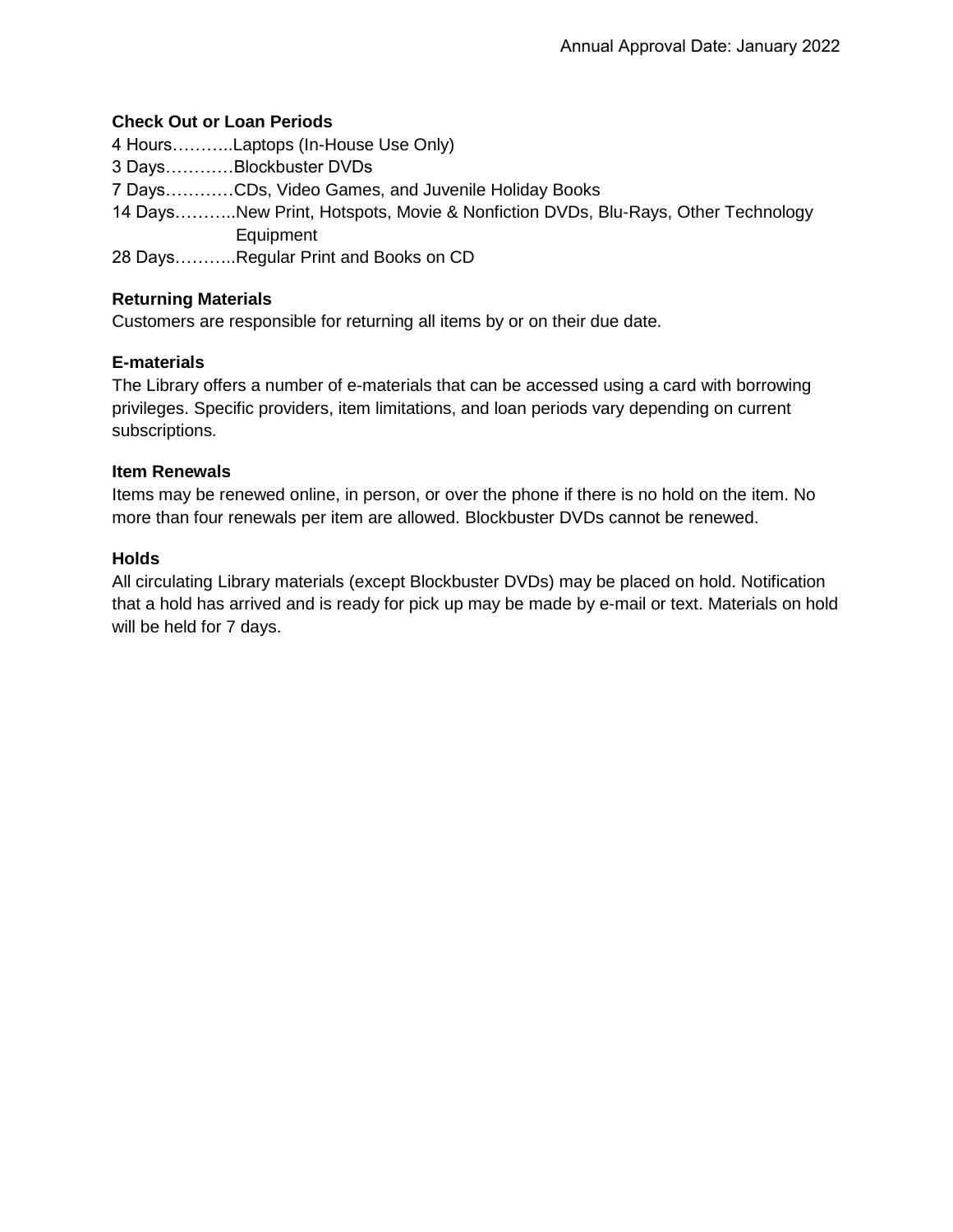### Check Out or Loan Periods

4 Hours………..Laptops (In-House Use Only)
3 Days…………Blockbuster DVDs
7 Days…………CDs, Video Games, and Juvenile Holiday Books
14 Days………..New Print, Hotspots, Movie & Nonfiction DVDs, Blu-Rays, Other Technology Equipment
28 Days………..Regular Print and Books on CD

### Returning Materials

Customers are responsible for returning all items by or on their due date.

### E-materials

The Library offers a number of e-materials that can be accessed using a card with borrowing privileges. Specific providers, item limitations, and loan periods vary depending on current subscriptions.

### Item Renewals

Items may be renewed online, in person, or over the phone if there is no hold on the item. No more than four renewals per item are allowed. Blockbuster DVDs cannot be renewed.

### Holds

All circulating Library materials (except Blockbuster DVDs) may be placed on hold. Notification that a hold has arrived and is ready for pick up may be made by e-mail or text. Materials on hold will be held for 7 days.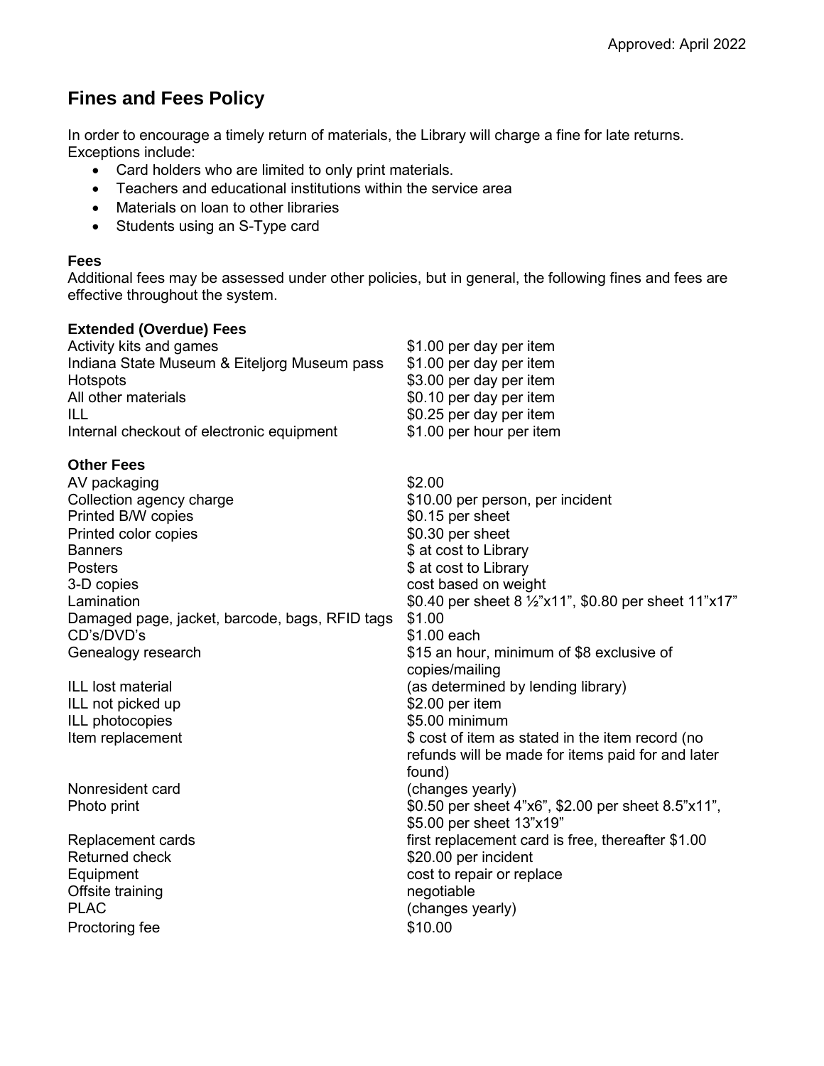Approved: April 2022

## Fines and Fees Policy

In order to encourage a timely return of materials, the Library will charge a fine for late returns. Exceptions include:

- Card holders who are limited to only print materials.
- Teachers and educational institutions within the service area
- Materials on loan to other libraries
- Students using an S-Type card

**Fees**

Additional fees may be assessed under other policies, but in general, the following fines and fees are effective throughout the system.

**Extended (Overdue) Fees**

| | |
|---|---|
| Activity kits and games | $1.00 per day per item |
| Indiana State Museum & Eiteljorg Museum pass | $1.00 per day per item |
| Hotspots | $3.00 per day per item |
| All other materials | $0.10 per day per item |
| ILL | $0.25 per day per item |
| Internal checkout of electronic equipment | $1.00 per hour per item |

**Other Fees**

| | |
|---|---|
| AV packaging | $2.00 |
| Collection agency charge | $10.00 per person, per incident |
| Printed B/W copies | $0.15 per sheet |
| Printed color copies | $0.30 per sheet |
| Banners | $ at cost to Library |
| Posters | $ at cost to Library |
| 3-D copies | cost based on weight |
| Lamination | $0.40 per sheet 8 ½"x11", $0.80 per sheet 11"x17" |
| Damaged page, jacket, barcode, bags, RFID tags | $1.00 |
| CD's/DVD's | $1.00 each |
| Genealogy research | $15 an hour, minimum of $8 exclusive of copies/mailing |
| ILL lost material | (as determined by lending library) |
| ILL not picked up | $2.00 per item |
| ILL photocopies | $5.00 minimum |
| Item replacement | $ cost of item as stated in the item record (no refunds will be made for items paid for and later found) |
| Nonresident card | (changes yearly) |
| Photo print | $0.50 per sheet 4"x6", $2.00 per sheet 8.5"x11", $5.00 per sheet 13"x19" |
| Replacement cards | first replacement card is free, thereafter $1.00 |
| Returned check | $20.00 per incident |
| Equipment | cost to repair or replace |
| Offsite training | negotiable |
| PLAC | (changes yearly) |
| Proctoring fee | $10.00 |